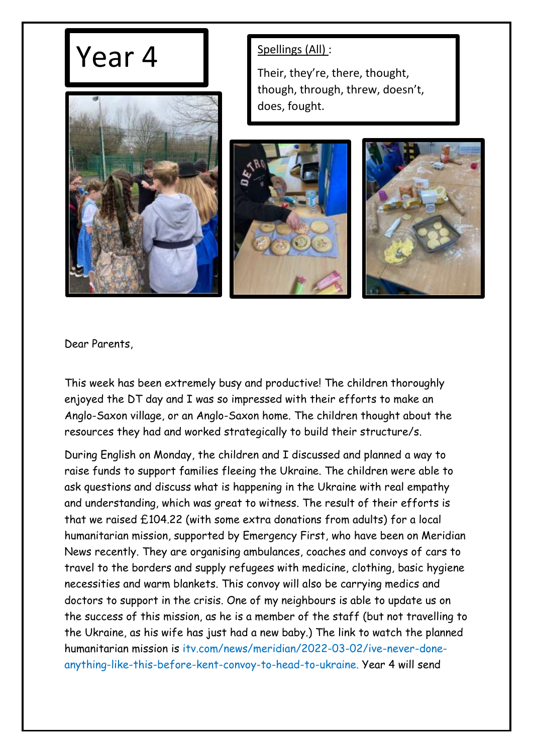# Year 4

Spellings (All) :

Their, they're, there, thought, though, through, threw, doesn't, does, fought.

Dear Parents,

This week has been extremely busy and productive! The children thoroughly enjoyed the DT day and I was so impressed with their efforts to make an Anglo-Saxon village, or an Anglo-Saxon home. The children thought about the resources they had and worked strategically to build their structure/s.

During English on Monday, the children and I discussed and planned a way to raise funds to support families fleeing the Ukraine. The children were able to ask questions and discuss what is happening in the Ukraine with real empathy and understanding, which was great to witness. The result of their efforts is that we raised £104.22 (with some extra donations from adults) for a local humanitarian mission, supported by Emergency First, who have been on Meridian News recently. They are organising ambulances, coaches and convoys of cars to travel to the borders and supply refugees with medicine, clothing, basic hygiene necessities and warm blankets. This convoy will also be carrying medics and doctors to support in the crisis. One of my neighbours is able to update us on the success of this mission, as he is a member of the staff (but not travelling to the Ukraine, as his wife has just had a new baby.) The link to watch the planned humanitarian mission is itv.com/news/meridian/2022-03-02/ive-never-done-anything-like-this-before-kent-convoy-to-head-to-ukraine. Year 4 will send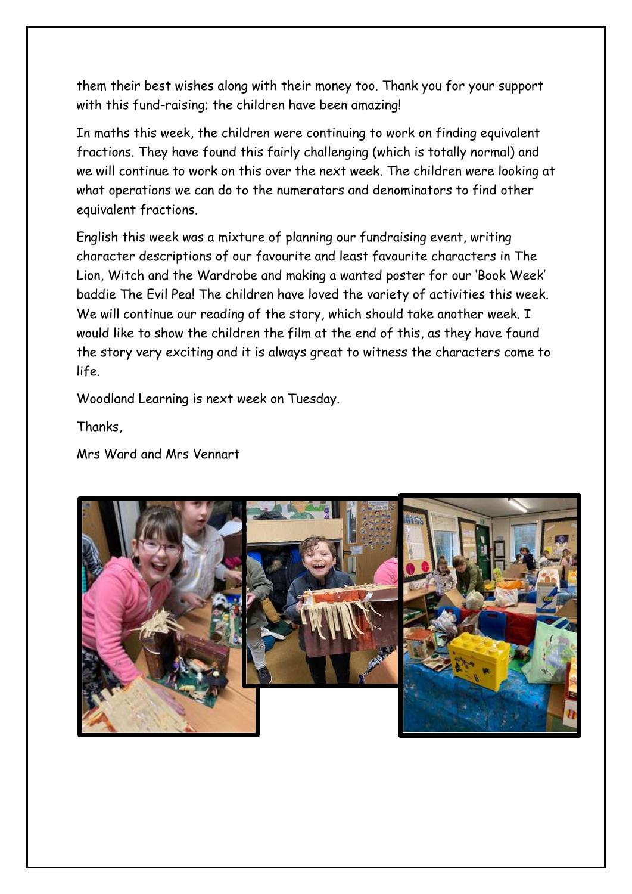them their best wishes along with their money too. Thank you for your support with this fund-raising; the children have been amazing!

In maths this week, the children were continuing to work on finding equivalent fractions. They have found this fairly challenging (which is totally normal) and we will continue to work on this over the next week. The children were looking at what operations we can do to the numerators and denominators to find other equivalent fractions.

English this week was a mixture of planning our fundraising event, writing character descriptions of our favourite and least favourite characters in The Lion, Witch and the Wardrobe and making a wanted poster for our 'Book Week' baddie The Evil Pea! The children have loved the variety of activities this week. We will continue our reading of the story, which should take another week. I would like to show the children the film at the end of this, as they have found the story very exciting and it is always great to witness the characters come to life.

Woodland Learning is next week on Tuesday.

Thanks,

Mrs Ward and Mrs Vennart